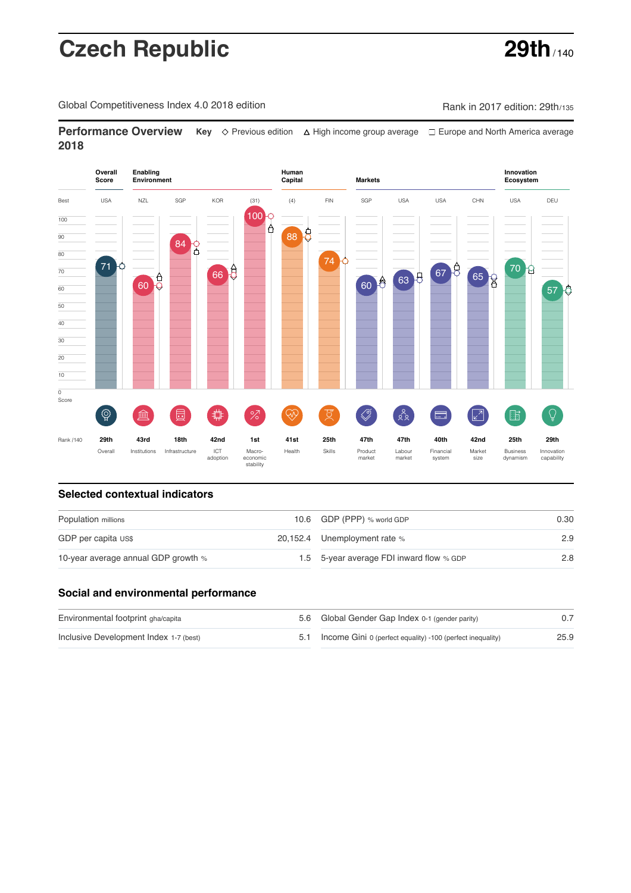# Czech Republic

**29th** / 140

Global Competitiveness Index 4.0 2018 edition

Rank in 2017 edition: 29th/135

## Performance Overview 2018

**Key** ◇ Previous edition △ High income group average ☐ Europe and North America average

| | Overall Score | Enabling Environment | | | | Human Capital | | Markets | | | | Innovation Ecosystem | |
|---|---|---|---|---|---|---|---|---|---|---|---|---|---|
| Best | USA | NZL | SGP | KOR | (31) | (4) | FIN | SGP | USA | USA | CHN | USA | DEU |
| Score | 71 | 60 | 84 | 66 | 100 | 88 | 74 | 60 | 63 | 67 | 65 | 70 | 57 |
| Rank /140 | 29th | 43rd | 18th | 42nd | 1st | 41st | 25th | 47th | 47th | 40th | 42nd | 25th | 29th |
| | Overall | Institutions | Infrastructure | ICT adoption | Macro-economic stability | Health | Skills | Product market | Labour market | Financial system | Market size | Business dynamism | Innovation capability |

## Selected contextual indicators

| | | | |
|---|---|---|---|
| Population millions | 10.6 | GDP (PPP) % world GDP | 0.30 |
| GDP per capita US$ | 20,152.4 | Unemployment rate % | 2.9 |
| 10-year average annual GDP growth % | 1.5 | 5-year average FDI inward flow % GDP | 2.8 |

## Social and environmental performance

| | | | |
|---|---|---|---|
| Environmental footprint gha/capita | 5.6 | Global Gender Gap Index 0-1 (gender parity) | 0.7 |
| Inclusive Development Index 1-7 (best) | 5.1 | Income Gini 0 (perfect equality) -100 (perfect inequality) | 25.9 |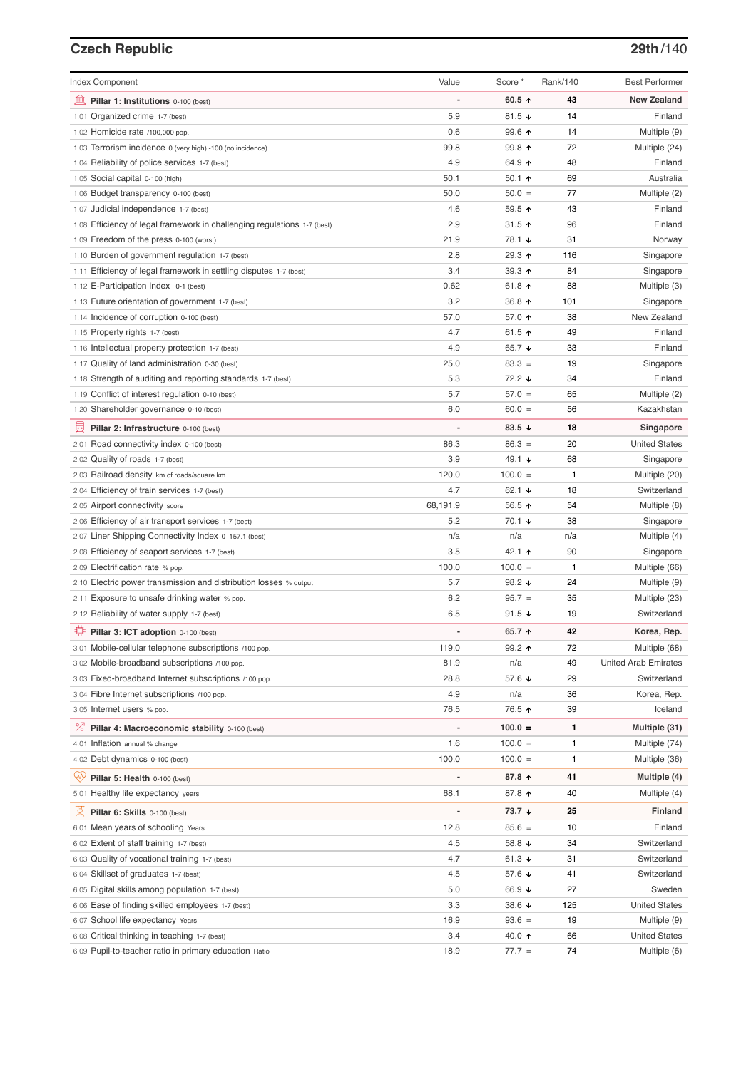## Czech Republic

**29th**/140

| Index Component | Value | Score * | Rank/140 | Best Performer |
|---|---|---|---|---|
| **Pillar 1: Institutions** 0-100 (best) | - | **60.5 ↑** | **43** | **New Zealand** |
| 1.01 Organized crime 1-7 (best) | 5.9 | 81.5 ↓ | 14 | Finland |
| 1.02 Homicide rate /100,000 pop. | 0.6 | 99.6 ↑ | 14 | Multiple (9) |
| 1.03 Terrorism incidence 0 (very high) -100 (no incidence) | 99.8 | 99.8 ↑ | 72 | Multiple (24) |
| 1.04 Reliability of police services 1-7 (best) | 4.9 | 64.9 ↑ | 48 | Finland |
| 1.05 Social capital 0-100 (high) | 50.1 | 50.1 ↑ | 69 | Australia |
| 1.06 Budget transparency 0-100 (best) | 50.0 | 50.0 = | 77 | Multiple (2) |
| 1.07 Judicial independence 1-7 (best) | 4.6 | 59.5 ↑ | 43 | Finland |
| 1.08 Efficiency of legal framework in challenging regulations 1-7 (best) | 2.9 | 31.5 ↑ | 96 | Finland |
| 1.09 Freedom of the press 0-100 (worst) | 21.9 | 78.1 ↓ | 31 | Norway |
| 1.10 Burden of government regulation 1-7 (best) | 2.8 | 29.3 ↑ | 116 | Singapore |
| 1.11 Efficiency of legal framework in settling disputes 1-7 (best) | 3.4 | 39.3 ↑ | 84 | Singapore |
| 1.12 E-Participation Index 0-1 (best) | 0.62 | 61.8 ↑ | 88 | Multiple (3) |
| 1.13 Future orientation of government 1-7 (best) | 3.2 | 36.8 ↑ | 101 | Singapore |
| 1.14 Incidence of corruption 0-100 (best) | 57.0 | 57.0 ↑ | 38 | New Zealand |
| 1.15 Property rights 1-7 (best) | 4.7 | 61.5 ↑ | 49 | Finland |
| 1.16 Intellectual property protection 1-7 (best) | 4.9 | 65.7 ↓ | 33 | Finland |
| 1.17 Quality of land administration 0-30 (best) | 25.0 | 83.3 = | 19 | Singapore |
| 1.18 Strength of auditing and reporting standards 1-7 (best) | 5.3 | 72.2 ↓ | 34 | Finland |
| 1.19 Conflict of interest regulation 0-10 (best) | 5.7 | 57.0 = | 65 | Multiple (2) |
| 1.20 Shareholder governance 0-10 (best) | 6.0 | 60.0 = | 56 | Kazakhstan |
| **Pillar 2: Infrastructure** 0-100 (best) | - | **83.5 ↓** | **18** | **Singapore** |
| 2.01 Road connectivity index 0-100 (best) | 86.3 | 86.3 = | 20 | United States |
| 2.02 Quality of roads 1-7 (best) | 3.9 | 49.1 ↓ | 68 | Singapore |
| 2.03 Railroad density km of roads/square km | 120.0 | 100.0 = | 1 | Multiple (20) |
| 2.04 Efficiency of train services 1-7 (best) | 4.7 | 62.1 ↓ | 18 | Switzerland |
| 2.05 Airport connectivity score | 68,191.9 | 56.5 ↑ | 54 | Multiple (8) |
| 2.06 Efficiency of air transport services 1-7 (best) | 5.2 | 70.1 ↓ | 38 | Singapore |
| 2.07 Liner Shipping Connectivity Index 0–157.1 (best) | n/a | n/a | n/a | Multiple (4) |
| 2.08 Efficiency of seaport services 1-7 (best) | 3.5 | 42.1 ↑ | 90 | Singapore |
| 2.09 Electrification rate % pop. | 100.0 | 100.0 = | 1 | Multiple (66) |
| 2.10 Electric power transmission and distribution losses % output | 5.7 | 98.2 ↓ | 24 | Multiple (9) |
| 2.11 Exposure to unsafe drinking water % pop. | 6.2 | 95.7 = | 35 | Multiple (23) |
| 2.12 Reliability of water supply 1-7 (best) | 6.5 | 91.5 ↓ | 19 | Switzerland |
| **Pillar 3: ICT adoption** 0-100 (best) | - | **65.7 ↑** | **42** | **Korea, Rep.** |
| 3.01 Mobile-cellular telephone subscriptions /100 pop. | 119.0 | 99.2 ↑ | 72 | Multiple (68) |
| 3.02 Mobile-broadband subscriptions /100 pop. | 81.9 | n/a | 49 | United Arab Emirates |
| 3.03 Fixed-broadband Internet subscriptions /100 pop. | 28.8 | 57.6 ↓ | 29 | Switzerland |
| 3.04 Fibre Internet subscriptions /100 pop. | 4.9 | n/a | 36 | Korea, Rep. |
| 3.05 Internet users % pop. | 76.5 | 76.5 ↑ | 39 | Iceland |
| **Pillar 4: Macroeconomic stability** 0-100 (best) | - | **100.0 =** | **1** | **Multiple (31)** |
| 4.01 Inflation annual % change | 1.6 | 100.0 = | 1 | Multiple (74) |
| 4.02 Debt dynamics 0-100 (best) | 100.0 | 100.0 = | 1 | Multiple (36) |
| **Pillar 5: Health** 0-100 (best) | - | **87.8 ↑** | **41** | **Multiple (4)** |
| 5.01 Healthy life expectancy years | 68.1 | 87.8 ↑ | 40 | Multiple (4) |
| **Pillar 6: Skills** 0-100 (best) | - | **73.7 ↓** | **25** | **Finland** |
| 6.01 Mean years of schooling Years | 12.8 | 85.6 = | 10 | Finland |
| 6.02 Extent of staff training 1-7 (best) | 4.5 | 58.8 ↓ | 34 | Switzerland |
| 6.03 Quality of vocational training 1-7 (best) | 4.7 | 61.3 ↓ | 31 | Switzerland |
| 6.04 Skillset of graduates 1-7 (best) | 4.5 | 57.6 ↓ | 41 | Switzerland |
| 6.05 Digital skills among population 1-7 (best) | 5.0 | 66.9 ↓ | 27 | Sweden |
| 6.06 Ease of finding skilled employees 1-7 (best) | 3.3 | 38.6 ↓ | 125 | United States |
| 6.07 School life expectancy Years | 16.9 | 93.6 = | 19 | Multiple (9) |
| 6.08 Critical thinking in teaching 1-7 (best) | 3.4 | 40.0 ↑ | 66 | United States |
| 6.09 Pupil-to-teacher ratio in primary education Ratio | 18.9 | 77.7 = | 74 | Multiple (6) |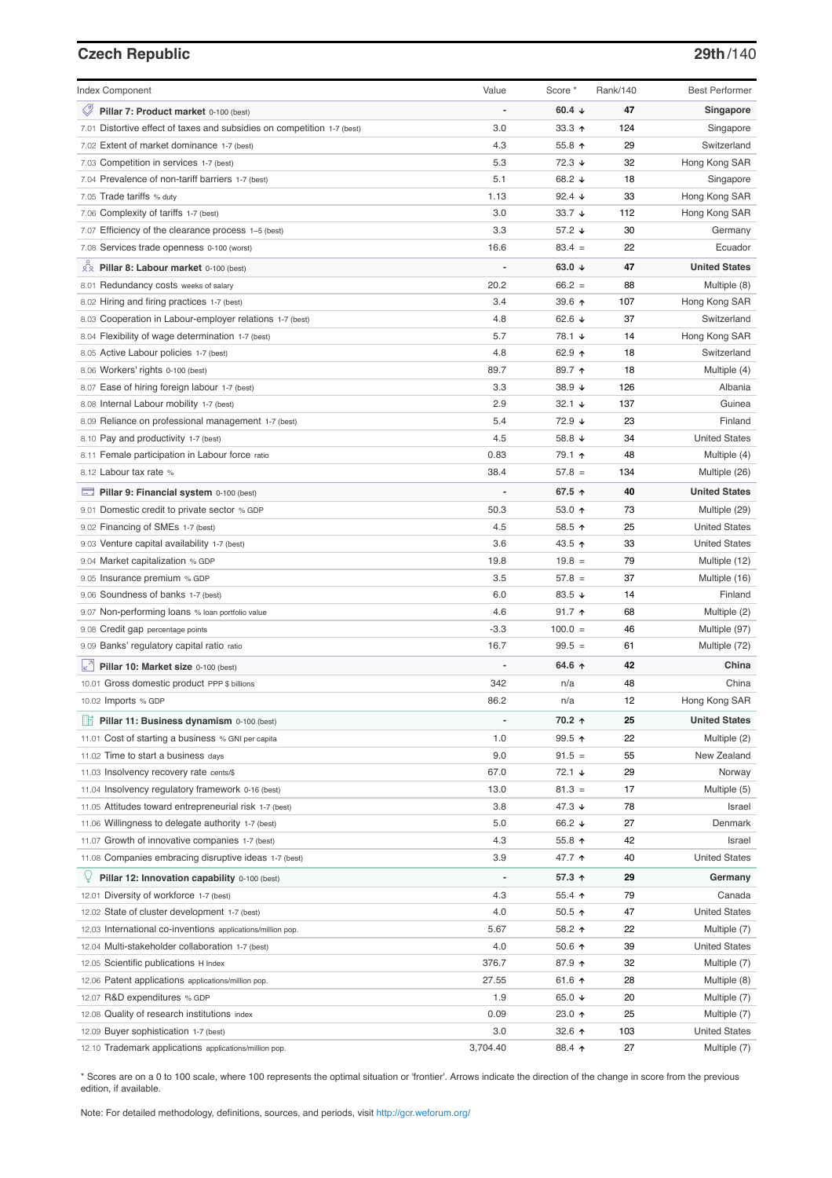## Czech Republic

**29th**/140

| Index Component | Value | Score * | Rank/140 | Best Performer |
|---|---|---|---|---|
| **Pillar 7: Product market** 0-100 (best) | - | **60.4 ↓** | **47** | **Singapore** |
| 7.01 Distortive effect of taxes and subsidies on competition 1-7 (best) | 3.0 | 33.3 ↑ | 124 | Singapore |
| 7.02 Extent of market dominance 1-7 (best) | 4.3 | 55.8 ↑ | 29 | Switzerland |
| 7.03 Competition in services 1-7 (best) | 5.3 | 72.3 ↓ | 32 | Hong Kong SAR |
| 7.04 Prevalence of non-tariff barriers 1-7 (best) | 5.1 | 68.2 ↓ | 18 | Singapore |
| 7.05 Trade tariffs % duty | 1.13 | 92.4 ↓ | 33 | Hong Kong SAR |
| 7.06 Complexity of tariffs 1-7 (best) | 3.0 | 33.7 ↓ | 112 | Hong Kong SAR |
| 7.07 Efficiency of the clearance process 1–5 (best) | 3.3 | 57.2 ↓ | 30 | Germany |
| 7.08 Services trade openness 0-100 (worst) | 16.6 | 83.4 = | 22 | Ecuador |
| **Pillar 8: Labour market** 0-100 (best) | - | **63.0 ↓** | **47** | **United States** |
| 8.01 Redundancy costs weeks of salary | 20.2 | 66.2 = | 88 | Multiple (8) |
| 8.02 Hiring and firing practices 1-7 (best) | 3.4 | 39.6 ↑ | 107 | Hong Kong SAR |
| 8.03 Cooperation in Labour-employer relations 1-7 (best) | 4.8 | 62.6 ↓ | 37 | Switzerland |
| 8.04 Flexibility of wage determination 1-7 (best) | 5.7 | 78.1 ↓ | 14 | Hong Kong SAR |
| 8.05 Active Labour policies 1-7 (best) | 4.8 | 62.9 ↑ | 18 | Switzerland |
| 8.06 Workers' rights 0-100 (best) | 89.7 | 89.7 ↑ | 18 | Multiple (4) |
| 8.07 Ease of hiring foreign labour 1-7 (best) | 3.3 | 38.9 ↓ | 126 | Albania |
| 8.08 Internal Labour mobility 1-7 (best) | 2.9 | 32.1 ↓ | 137 | Guinea |
| 8.09 Reliance on professional management 1-7 (best) | 5.4 | 72.9 ↓ | 23 | Finland |
| 8.10 Pay and productivity 1-7 (best) | 4.5 | 58.8 ↓ | 34 | United States |
| 8.11 Female participation in Labour force ratio | 0.83 | 79.1 ↑ | 48 | Multiple (4) |
| 8.12 Labour tax rate % | 38.4 | 57.8 = | 134 | Multiple (26) |
| **Pillar 9: Financial system** 0-100 (best) | - | **67.5 ↑** | **40** | **United States** |
| 9.01 Domestic credit to private sector % GDP | 50.3 | 53.0 ↑ | 73 | Multiple (29) |
| 9.02 Financing of SMEs 1-7 (best) | 4.5 | 58.5 ↑ | 25 | United States |
| 9.03 Venture capital availability 1-7 (best) | 3.6 | 43.5 ↑ | 33 | United States |
| 9.04 Market capitalization % GDP | 19.8 | 19.8 = | 79 | Multiple (12) |
| 9.05 Insurance premium % GDP | 3.5 | 57.8 = | 37 | Multiple (16) |
| 9.06 Soundness of banks 1-7 (best) | 6.0 | 83.5 ↓ | 14 | Finland |
| 9.07 Non-performing loans % loan portfolio value | 4.6 | 91.7 ↑ | 68 | Multiple (2) |
| 9.08 Credit gap percentage points | -3.3 | 100.0 = | 46 | Multiple (97) |
| 9.09 Banks' regulatory capital ratio ratio | 16.7 | 99.5 = | 61 | Multiple (72) |
| **Pillar 10: Market size** 0-100 (best) | - | **64.6 ↑** | **42** | **China** |
| 10.01 Gross domestic product PPP $ billions | 342 | n/a | 48 | China |
| 10.02 Imports % GDP | 86.2 | n/a | 12 | Hong Kong SAR |
| **Pillar 11: Business dynamism** 0-100 (best) | - | **70.2 ↑** | **25** | **United States** |
| 11.01 Cost of starting a business % GNI per capita | 1.0 | 99.5 ↑ | 22 | Multiple (2) |
| 11.02 Time to start a business days | 9.0 | 91.5 = | 55 | New Zealand |
| 11.03 Insolvency recovery rate cents/$ | 67.0 | 72.1 ↓ | 29 | Norway |
| 11.04 Insolvency regulatory framework 0-16 (best) | 13.0 | 81.3 = | 17 | Multiple (5) |
| 11.05 Attitudes toward entrepreneurial risk 1-7 (best) | 3.8 | 47.3 ↓ | 78 | Israel |
| 11.06 Willingness to delegate authority 1-7 (best) | 5.0 | 66.2 ↓ | 27 | Denmark |
| 11.07 Growth of innovative companies 1-7 (best) | 4.3 | 55.8 ↑ | 42 | Israel |
| 11.08 Companies embracing disruptive ideas 1-7 (best) | 3.9 | 47.7 ↑ | 40 | United States |
| **Pillar 12: Innovation capability** 0-100 (best) | - | **57.3 ↑** | **29** | **Germany** |
| 12.01 Diversity of workforce 1-7 (best) | 4.3 | 55.4 ↑ | 79 | Canada |
| 12.02 State of cluster development 1-7 (best) | 4.0 | 50.5 ↑ | 47 | United States |
| 12.03 International co-inventions applications/million pop. | 5.67 | 58.2 ↑ | 22 | Multiple (7) |
| 12.04 Multi-stakeholder collaboration 1-7 (best) | 4.0 | 50.6 ↑ | 39 | United States |
| 12.05 Scientific publications H Index | 376.7 | 87.9 ↑ | 32 | Multiple (7) |
| 12.06 Patent applications applications/million pop. | 27.55 | 61.6 ↑ | 28 | Multiple (8) |
| 12.07 R&D expenditures % GDP | 1.9 | 65.0 ↓ | 20 | Multiple (7) |
| 12.08 Quality of research institutions index | 0.09 | 23.0 ↑ | 25 | Multiple (7) |
| 12.09 Buyer sophistication 1-7 (best) | 3.0 | 32.6 ↑ | 103 | United States |
| 12.10 Trademark applications applications/million pop. | 3,704.40 | 88.4 ↑ | 27 | Multiple (7) |

* Scores are on a 0 to 100 scale, where 100 represents the optimal situation or 'frontier'. Arrows indicate the direction of the change in score from the previous edition, if available.

Note: For detailed methodology, definitions, sources, and periods, visit http://gcr.weforum.org/